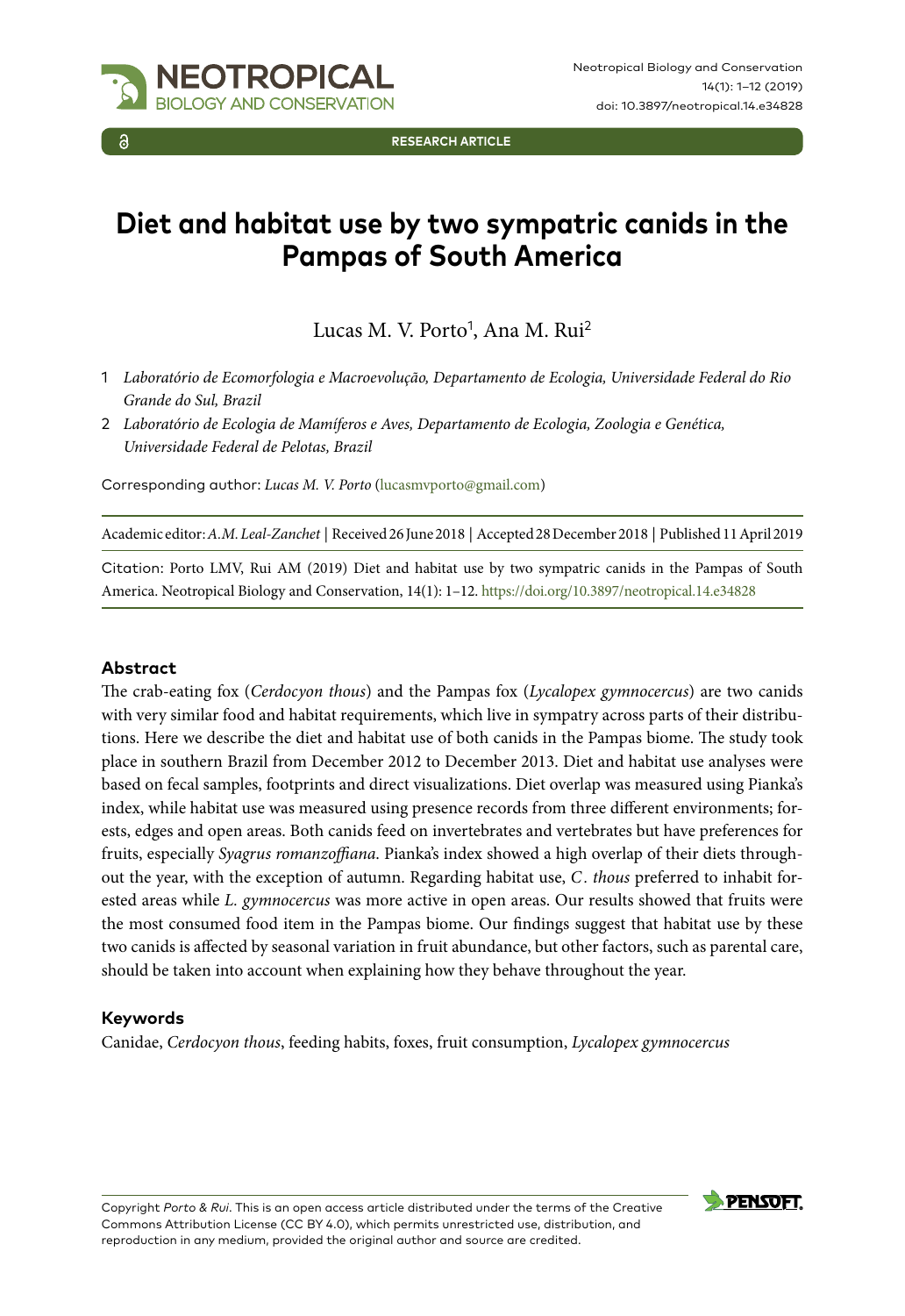RESEARCH ARTICLE

# Diet and habitat use by two sympatric canids in the Pampas of South America

Lucas M. V. Porto[1], Ana M. Rui[2]

1 *Laboratório de Ecomorfologia e Macroevolução, Departamento de Ecologia, Universidade Federal do Rio Grande do Sul, Brazil*

2 *Laboratório de Ecologia de Mamíferos e Aves, Departamento de Ecologia, Zoologia e Genética, Universidade Federal de Pelotas, Brazil*

Corresponding author: *Lucas M. V. Porto* (lucasmvporto@gmail.com)

Academic editor: *A.M. Leal-Zanchet* | Received 26 June 2018 | Accepted 28 December 2018 | Published 11 April 2019

Citation: Porto LMV, Rui AM (2019) Diet and habitat use by two sympatric canids in the Pampas of South America. Neotropical Biology and Conservation, 14(1): 1–12. https://doi.org/10.3897/neotropical.14.e34828

## Abstract

The crab-eating fox (*Cerdocyon thous*) and the Pampas fox (*Lycalopex gymnocercus*) are two canids with very similar food and habitat requirements, which live in sympatry across parts of their distributions. Here we describe the diet and habitat use of both canids in the Pampas biome. The study took place in southern Brazil from December 2012 to December 2013. Diet and habitat use analyses were based on fecal samples, footprints and direct visualizations. Diet overlap was measured using Pianka's index, while habitat use was measured using presence records from three different environments; forests, edges and open areas. Both canids feed on invertebrates and vertebrates but have preferences for fruits, especially *Syagrus romanzoffiana*. Pianka's index showed a high overlap of their diets throughout the year, with the exception of autumn. Regarding habitat use, *C. thous* preferred to inhabit forested areas while *L. gymnocercus* was more active in open areas. Our results showed that fruits were the most consumed food item in the Pampas biome. Our findings suggest that habitat use by these two canids is affected by seasonal variation in fruit abundance, but other factors, such as parental care, should be taken into account when explaining how they behave throughout the year.

### Keywords

Canidae, *Cerdocyon thous*, feeding habits, foxes, fruit consumption, *Lycalopex gymnocercus*

Copyright *Porto & Rui*. This is an open access article distributed under the terms of the Creative Commons Attribution License (CC BY 4.0), which permits unrestricted use, distribution, and reproduction in any medium, provided the original author and source are credited.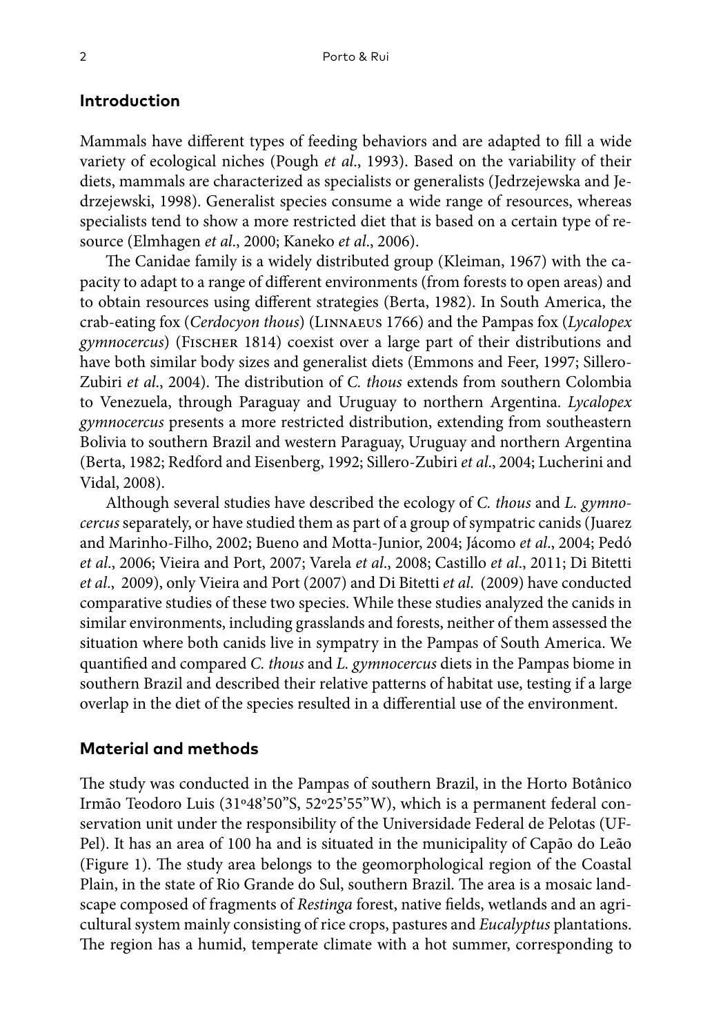## Introduction

Mammals have different types of feeding behaviors and are adapted to fill a wide variety of ecological niches (Pough *et al*., 1993). Based on the variability of their diets, mammals are characterized as specialists or generalists (Jedrzejewska and Jedrzejewski, 1998). Generalist species consume a wide range of resources, whereas specialists tend to show a more restricted diet that is based on a certain type of resource (Elmhagen *et al*., 2000; Kaneko *et al*., 2006).

The Canidae family is a widely distributed group (Kleiman, 1967) with the capacity to adapt to a range of different environments (from forests to open areas) and to obtain resources using different strategies (Berta, 1982). In South America, the crab-eating fox (*Cerdocyon thous*) (Linnaeus 1766) and the Pampas fox (*Lycalopex gymnocercus*) (Fischer 1814) coexist over a large part of their distributions and have both similar body sizes and generalist diets (Emmons and Feer, 1997; Sillero-Zubiri *et al*., 2004). The distribution of *C. thous* extends from southern Colombia to Venezuela, through Paraguay and Uruguay to northern Argentina. *Lycalopex gymnocercus* presents a more restricted distribution, extending from southeastern Bolivia to southern Brazil and western Paraguay, Uruguay and northern Argentina (Berta, 1982; Redford and Eisenberg, 1992; Sillero-Zubiri *et al*., 2004; Lucherini and Vidal, 2008).

Although several studies have described the ecology of *C. thous* and *L. gymnocercus* separately, or have studied them as part of a group of sympatric canids (Juarez and Marinho-Filho, 2002; Bueno and Motta-Junior, 2004; Jácomo *et al*., 2004; Pedó *et al*., 2006; Vieira and Port, 2007; Varela *et al*., 2008; Castillo *et al*., 2011; Di Bitetti *et al*., 2009), only Vieira and Port (2007) and Di Bitetti *et al.* (2009) have conducted comparative studies of these two species. While these studies analyzed the canids in similar environments, including grasslands and forests, neither of them assessed the situation where both canids live in sympatry in the Pampas of South America. We quantified and compared *C. thous* and *L. gymnocercus* diets in the Pampas biome in southern Brazil and described their relative patterns of habitat use, testing if a large overlap in the diet of the species resulted in a differential use of the environment.

## Material and methods

The study was conducted in the Pampas of southern Brazil, in the Horto Botânico Irmão Teodoro Luis (31º48'50"S, 52º25'55"W), which is a permanent federal conservation unit under the responsibility of the Universidade Federal de Pelotas (UFPel). It has an area of 100 ha and is situated in the municipality of Capão do Leão (Figure 1). The study area belongs to the geomorphological region of the Coastal Plain, in the state of Rio Grande do Sul, southern Brazil. The area is a mosaic landscape composed of fragments of *Restinga* forest, native fields, wetlands and an agricultural system mainly consisting of rice crops, pastures and *Eucalyptus* plantations. The region has a humid, temperate climate with a hot summer, corresponding to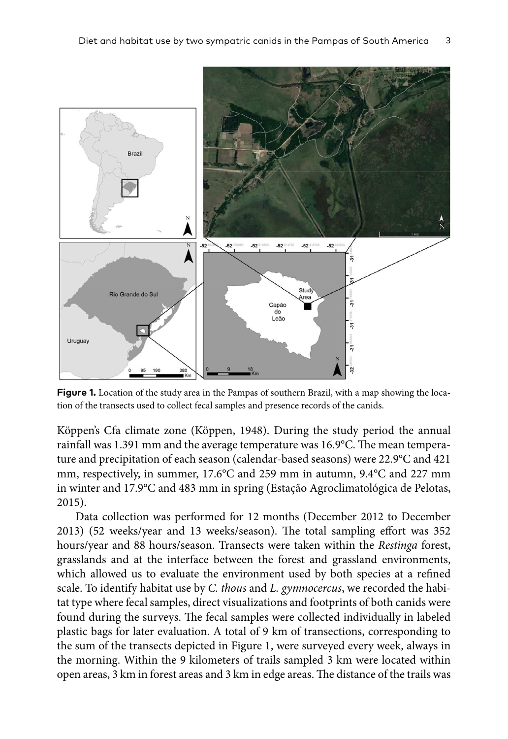**Figure 1.** Location of the study area in the Pampas of southern Brazil, with a map showing the location of the transects used to collect fecal samples and presence records of the canids.

Köppen's Cfa climate zone (Köppen, 1948). During the study period the annual rainfall was 1.391 mm and the average temperature was 16.9°C. The mean temperature and precipitation of each season (calendar-based seasons) were 22.9°C and 421 mm, respectively, in summer, 17.6°C and 259 mm in autumn, 9.4°C and 227 mm in winter and 17.9°C and 483 mm in spring (Estação Agroclimatológica de Pelotas, 2015).

Data collection was performed for 12 months (December 2012 to December 2013) (52 weeks/year and 13 weeks/season). The total sampling effort was 352 hours/year and 88 hours/season. Transects were taken within the *Restinga* forest, grasslands and at the interface between the forest and grassland environments, which allowed us to evaluate the environment used by both species at a refined scale. To identify habitat use by *C. thous* and *L. gymnocercus*, we recorded the habitat type where fecal samples, direct visualizations and footprints of both canids were found during the surveys. The fecal samples were collected individually in labeled plastic bags for later evaluation. A total of 9 km of transections, corresponding to the sum of the transects depicted in Figure 1, were surveyed every week, always in the morning. Within the 9 kilometers of trails sampled 3 km were located within open areas, 3 km in forest areas and 3 km in edge areas. The distance of the trails was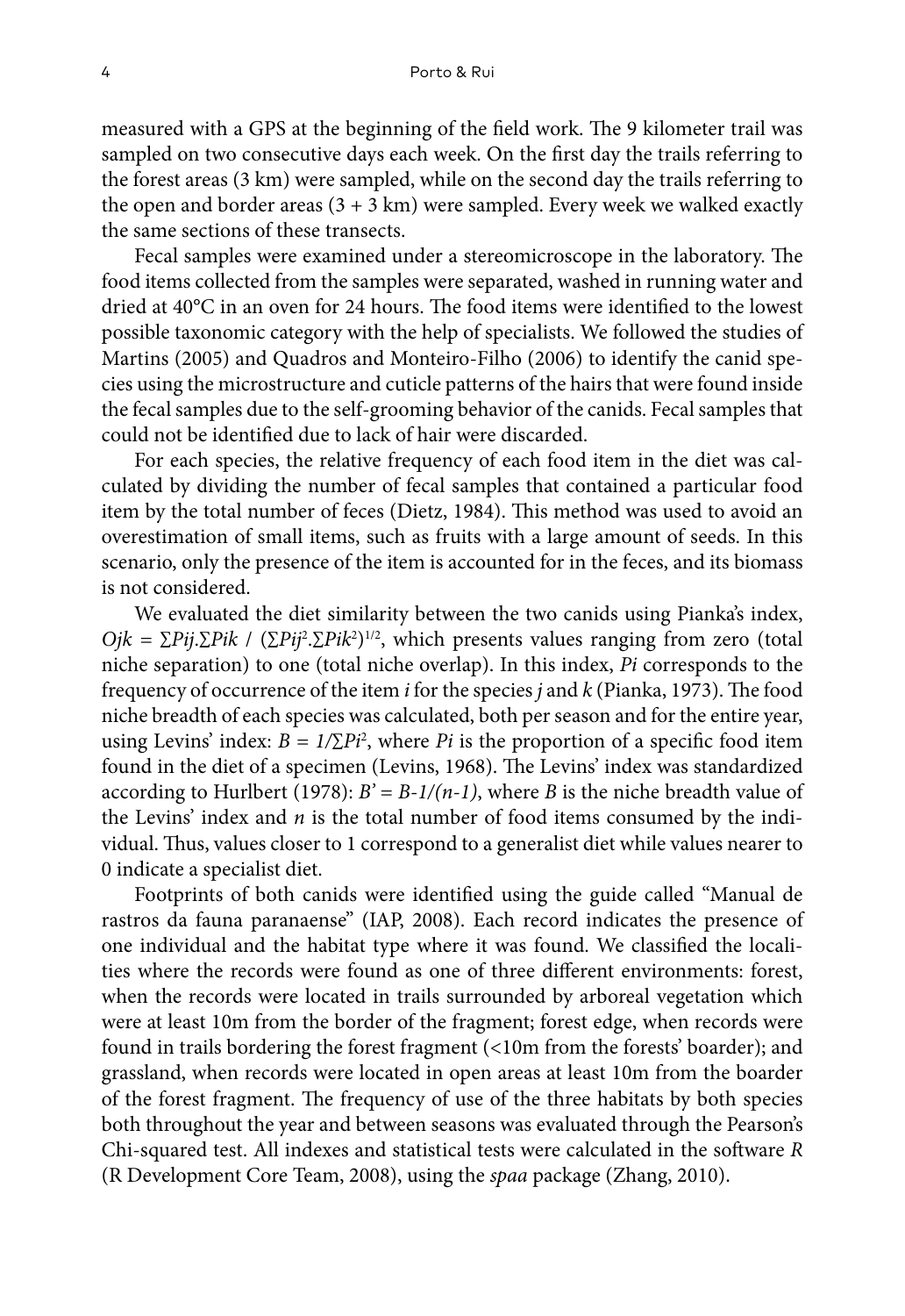measured with a GPS at the beginning of the field work. The 9 kilometer trail was sampled on two consecutive days each week. On the first day the trails referring to the forest areas (3 km) were sampled, while on the second day the trails referring to the open and border areas (3 + 3 km) were sampled. Every week we walked exactly the same sections of these transects.

Fecal samples were examined under a stereomicroscope in the laboratory. The food items collected from the samples were separated, washed in running water and dried at 40°C in an oven for 24 hours. The food items were identified to the lowest possible taxonomic category with the help of specialists. We followed the studies of Martins (2005) and Quadros and Monteiro-Filho (2006) to identify the canid species using the microstructure and cuticle patterns of the hairs that were found inside the fecal samples due to the self-grooming behavior of the canids. Fecal samples that could not be identified due to lack of hair were discarded.

For each species, the relative frequency of each food item in the diet was calculated by dividing the number of fecal samples that contained a particular food item by the total number of feces (Dietz, 1984). This method was used to avoid an overestimation of small items, such as fruits with a large amount of seeds. In this scenario, only the presence of the item is accounted for in the feces, and its biomass is not considered.

We evaluated the diet similarity between the two canids using Pianka's index, $Ojk = \sum Pij.\sum Pik \ / \ (\sum Pij^2.\sum Pik^2)^{1/2}$, which presents values ranging from zero (total niche separation) to one (total niche overlap). In this index, *Pi* corresponds to the frequency of occurrence of the item *i* for the species *j* and *k* (Pianka, 1973). The food niche breadth of each species was calculated, both per season and for the entire year, using Levins' index: $B = 1/\sum Pi^2$, where *Pi* is the proportion of a specific food item found in the diet of a specimen (Levins, 1968). The Levins' index was standardized according to Hurlbert (1978): $B' = B\text{-}1/(n\text{-}1)$, where *B* is the niche breadth value of the Levins' index and *n* is the total number of food items consumed by the individual. Thus, values closer to 1 correspond to a generalist diet while values nearer to 0 indicate a specialist diet.

Footprints of both canids were identified using the guide called "Manual de rastros da fauna paranaense" (IAP, 2008). Each record indicates the presence of one individual and the habitat type where it was found. We classified the localities where the records were found as one of three different environments: forest, when the records were located in trails surrounded by arboreal vegetation which were at least 10m from the border of the fragment; forest edge, when records were found in trails bordering the forest fragment (<10m from the forests' boarder); and grassland, when records were located in open areas at least 10m from the boarder of the forest fragment. The frequency of use of the three habitats by both species both throughout the year and between seasons was evaluated through the Pearson's Chi-squared test. All indexes and statistical tests were calculated in the software *R* (R Development Core Team, 2008), using the *spaa* package (Zhang, 2010).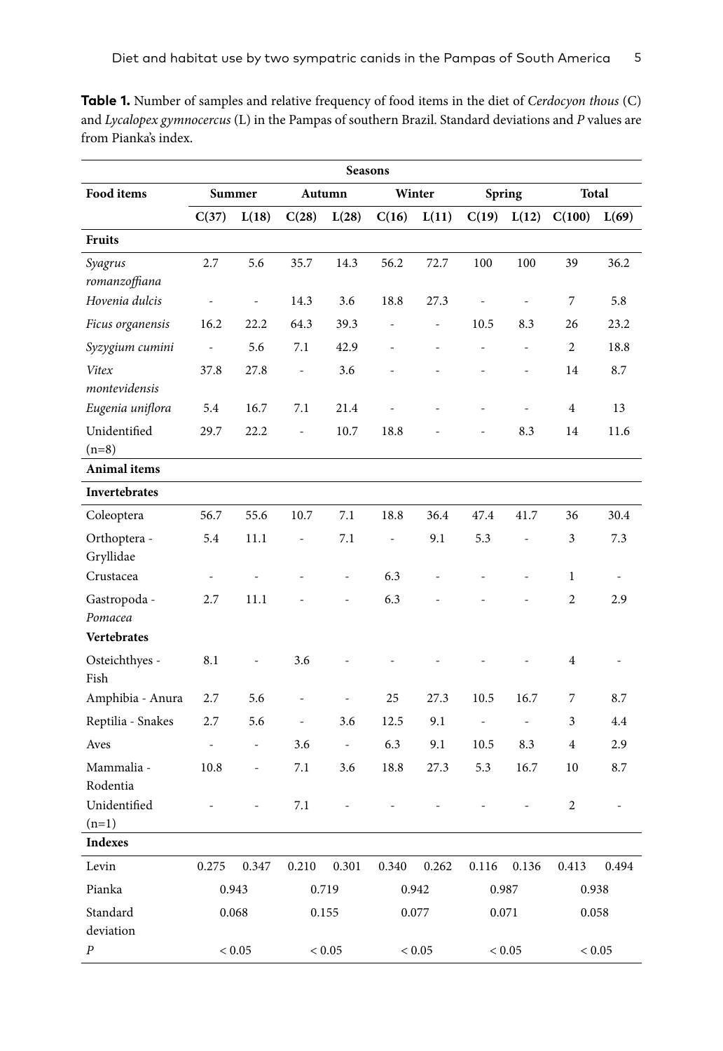**Table 1.** Number of samples and relative frequency of food items in the diet of *Cerdocyon thous* (C) and *Lycalopex gymnocercus* (L) in the Pampas of southern Brazil. Standard deviations and *P* values are from Pianka's index.

| Food items | Seasons | | | | | | | | | |
|---|---|---|---|---|---|---|---|---|---|---|
| | Summer | | Autumn | | Winter | | Spring | | Total | |
| | C(37) | L(18) | C(28) | L(28) | C(16) | L(11) | C(19) | L(12) | C(100) | L(69) |
| **Fruits** | | | | | | | | | | |
| *Syagrus romanzoffiana* | 2.7 | 5.6 | 35.7 | 14.3 | 56.2 | 72.7 | 100 | 100 | 39 | 36.2 |
| *Hovenia dulcis* | - | - | 14.3 | 3.6 | 18.8 | 27.3 | - | - | 7 | 5.8 |
| *Ficus organensis* | 16.2 | 22.2 | 64.3 | 39.3 | - | - | 10.5 | 8.3 | 26 | 23.2 |
| *Syzygium cumini* | - | 5.6 | 7.1 | 42.9 | - | - | - | - | 2 | 18.8 |
| *Vitex montevidensis* | 37.8 | 27.8 | - | 3.6 | - | - | - | - | 14 | 8.7 |
| *Eugenia uniflora* | 5.4 | 16.7 | 7.1 | 21.4 | - | - | - | - | 4 | 13 |
| Unidentified (n=8) | 29.7 | 22.2 | - | 10.7 | 18.8 | - | - | 8.3 | 14 | 11.6 |
| **Animal items** | | | | | | | | | | |
| **Invertebrates** | | | | | | | | | | |
| Coleoptera | 56.7 | 55.6 | 10.7 | 7.1 | 18.8 | 36.4 | 47.4 | 41.7 | 36 | 30.4 |
| Orthoptera - Gryllidae | 5.4 | 11.1 | - | 7.1 | - | 9.1 | 5.3 | - | 3 | 7.3 |
| Crustacea | - | - | - | - | 6.3 | - | - | - | 1 | - |
| Gastropoda - *Pomacea* | 2.7 | 11.1 | - | - | 6.3 | - | - | - | 2 | 2.9 |
| **Vertebrates** | | | | | | | | | | |
| Osteichthyes - Fish | 8.1 | - | 3.6 | - | - | - | - | - | 4 | - |
| Amphibia - Anura | 2.7 | 5.6 | - | - | 25 | 27.3 | 10.5 | 16.7 | 7 | 8.7 |
| Reptilia - Snakes | 2.7 | 5.6 | - | 3.6 | 12.5 | 9.1 | - | - | 3 | 4.4 |
| Aves | - | - | 3.6 | - | 6.3 | 9.1 | 10.5 | 8.3 | 4 | 2.9 |
| Mammalia - Rodentia | 10.8 | - | 7.1 | 3.6 | 18.8 | 27.3 | 5.3 | 16.7 | 10 | 8.7 |
| Unidentified (n=1) | - | - | 7.1 | - | - | - | - | - | 2 | - |
| **Indexes** | | | | | | | | | | |
| Levin | 0.275 | 0.347 | 0.210 | 0.301 | 0.340 | 0.262 | 0.116 | 0.136 | 0.413 | 0.494 |
| Pianka | 0.943 | | 0.719 | | 0.942 | | 0.987 | | 0.938 | |
| Standard deviation | 0.068 | | 0.155 | | 0.077 | | 0.071 | | 0.058 | |
| *P* | < 0.05 | | < 0.05 | | < 0.05 | | < 0.05 | | < 0.05 | |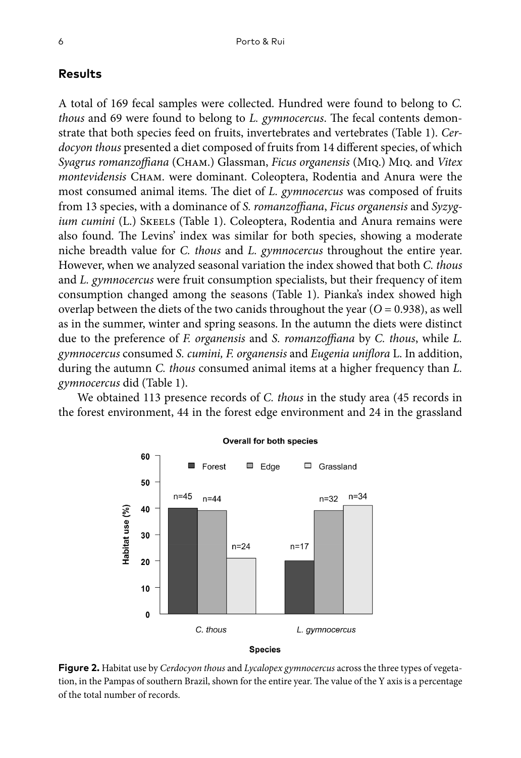## Results

A total of 169 fecal samples were collected. Hundred were found to belong to *C. thous* and 69 were found to belong to *L. gymnocercus*. The fecal contents demonstrate that both species feed on fruits, invertebrates and vertebrates (Table 1). *Cerdocyon thous* presented a diet composed of fruits from 14 different species, of which *Syagrus romanzoffiana* (Cham.) Glassman, *Ficus organensis* (Miq.) Miq. and *Vitex montevidensis* Cham. were dominant. Coleoptera, Rodentia and Anura were the most consumed animal items. The diet of *L. gymnocercus* was composed of fruits from 13 species, with a dominance of *S. romanzoffiana*, *Ficus organensis* and *Syzygium cumini* (L.) Skeels (Table 1). Coleoptera, Rodentia and Anura remains were also found. The Levins' index was similar for both species, showing a moderate niche breadth value for *C. thous* and *L. gymnocercus* throughout the entire year. However, when we analyzed seasonal variation the index showed that both *C. thous* and *L. gymnocercus* were fruit consumption specialists, but their frequency of item consumption changed among the seasons (Table 1). Pianka's index showed high overlap between the diets of the two canids throughout the year ($O = 0.938$), as well as in the summer, winter and spring seasons. In the autumn the diets were distinct due to the preference of *F. organensis* and *S. romanzoffiana* by *C. thous*, while *L. gymnocercus* consumed *S. cumini, F. organensis* and *Eugenia uniflora* L. In addition, during the autumn *C. thous* consumed animal items at a higher frequency than *L. gymnocercus* did (Table 1).

We obtained 113 presence records of *C. thous* in the study area (45 records in the forest environment, 44 in the forest edge environment and 24 in the grassland

**Figure 2.** Habitat use by *Cerdocyon thous* and *Lycalopex gymnocercus* across the three types of vegetation, in the Pampas of southern Brazil, shown for the entire year. The value of the Y axis is a percentage of the total number of records.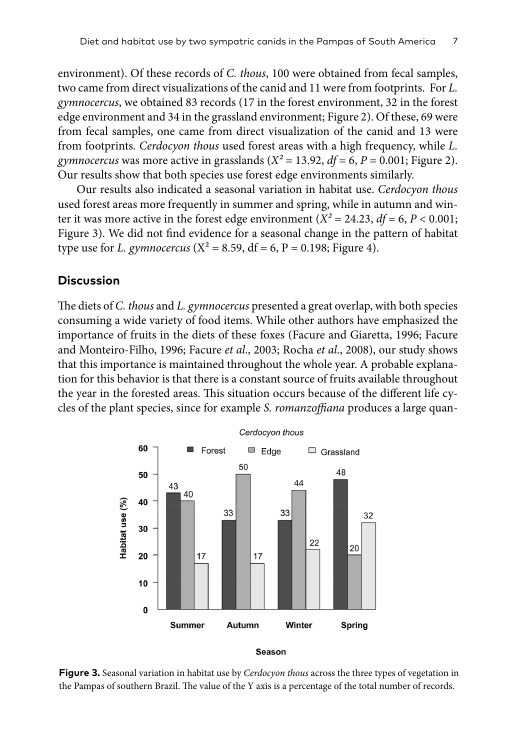environment). Of these records of *C. thous*, 100 were obtained from fecal samples, two came from direct visualizations of the canid and 11 were from footprints. For *L. gymnocercus*, we obtained 83 records (17 in the forest environment, 32 in the forest edge environment and 34 in the grassland environment; Figure 2). Of these, 69 were from fecal samples, one came from direct visualization of the canid and 13 were from footprints. *Cerdocyon thous* used forest areas with a high frequency, while *L. gymnocercus* was more active in grasslands ($X^2 = 13.92$, $df = 6$, $P = 0.001$; Figure 2). Our results show that both species use forest edge environments similarly.

Our results also indicated a seasonal variation in habitat use. *Cerdocyon thous* used forest areas more frequently in summer and spring, while in autumn and winter it was more active in the forest edge environment ($X^2 = 24.23$, $df = 6$, $P < 0.001$; Figure 3). We did not find evidence for a seasonal change in the pattern of habitat type use for *L. gymnocercus* ($X^2 = 8.59$, df = 6, P = 0.198; Figure 4).

## Discussion

The diets of *C. thous* and *L. gymnocercus* presented a great overlap, with both species consuming a wide variety of food items. While other authors have emphasized the importance of fruits in the diets of these foxes (Facure and Giaretta, 1996; Facure and Monteiro-Filho, 1996; Facure *et al*., 2003; Rocha *et al*., 2008), our study shows that this importance is maintained throughout the whole year. A probable explanation for this behavior is that there is a constant source of fruits available throughout the year in the forested areas. This situation occurs because of the different life cycles of the plant species, since for example *S. romanzoffiana* produces a large quan-

| Season | Forest | Edge | Grassland |
|---|---|---|---|
| Summer | 43 | 40 | 17 |
| Autumn | 33 | 50 | 17 |
| Winter | 33 | 44 | 22 |
| Spring | 48 | 20 | 32 |

**Figure 3.** Seasonal variation in habitat use by *Cerdocyon thous* across the three types of vegetation in the Pampas of southern Brazil. The value of the Y axis is a percentage of the total number of records.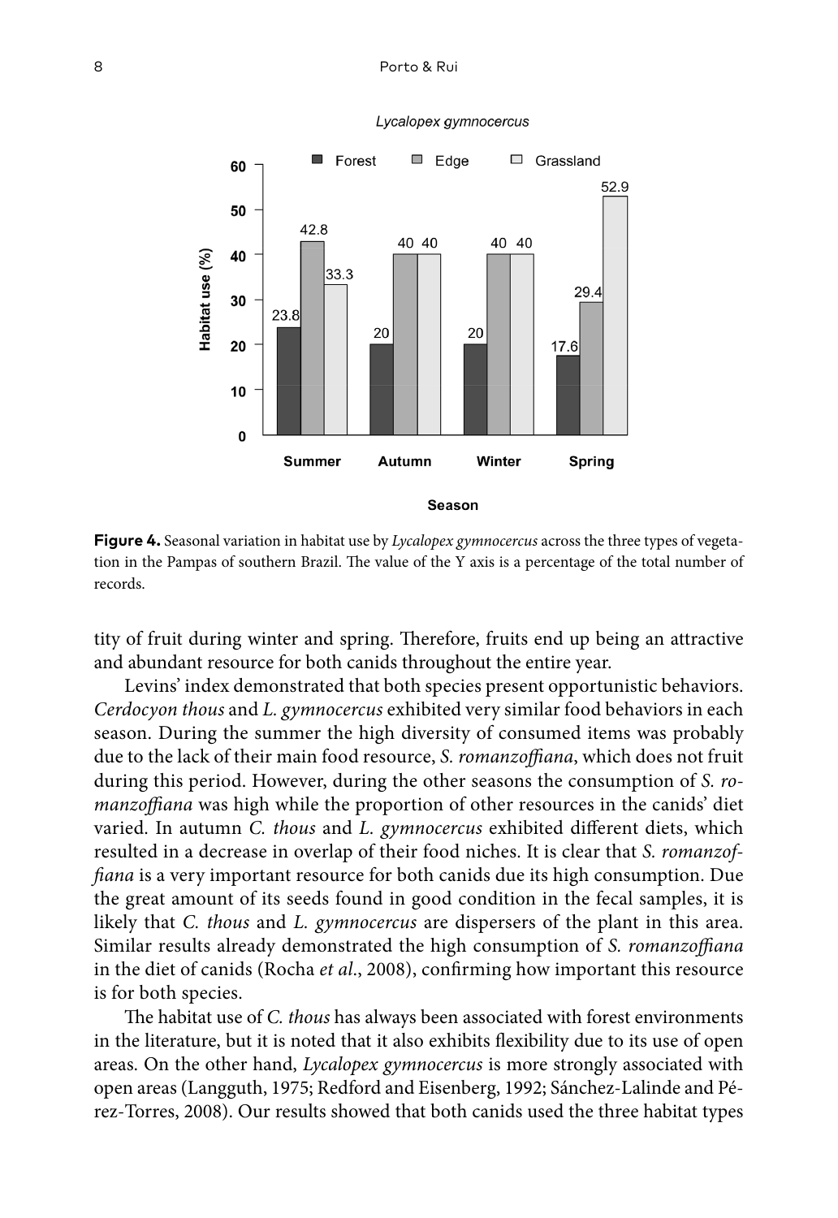**Figure 4.** Seasonal variation in habitat use by *Lycalopex gymnocercus* across the three types of vegetation in the Pampas of southern Brazil. The value of the Y axis is a percentage of the total number of records.

tity of fruit during winter and spring. Therefore, fruits end up being an attractive and abundant resource for both canids throughout the entire year.

Levins' index demonstrated that both species present opportunistic behaviors. *Cerdocyon thous* and *L. gymnocercus* exhibited very similar food behaviors in each season. During the summer the high diversity of consumed items was probably due to the lack of their main food resource, *S. romanzoffiana*, which does not fruit during this period. However, during the other seasons the consumption of *S. romanzoffiana* was high while the proportion of other resources in the canids' diet varied. In autumn *C. thous* and *L. gymnocercus* exhibited different diets, which resulted in a decrease in overlap of their food niches. It is clear that *S. romanzoffiana* is a very important resource for both canids due its high consumption. Due the great amount of its seeds found in good condition in the fecal samples, it is likely that *C. thous* and *L. gymnocercus* are dispersers of the plant in this area. Similar results already demonstrated the high consumption of *S. romanzoffiana* in the diet of canids (Rocha *et al*., 2008), confirming how important this resource is for both species.

The habitat use of *C. thous* has always been associated with forest environments in the literature, but it is noted that it also exhibits flexibility due to its use of open areas. On the other hand, *Lycalopex gymnocercus* is more strongly associated with open areas (Langguth, 1975; Redford and Eisenberg, 1992; Sánchez-Lalinde and Pérez-Torres, 2008). Our results showed that both canids used the three habitat types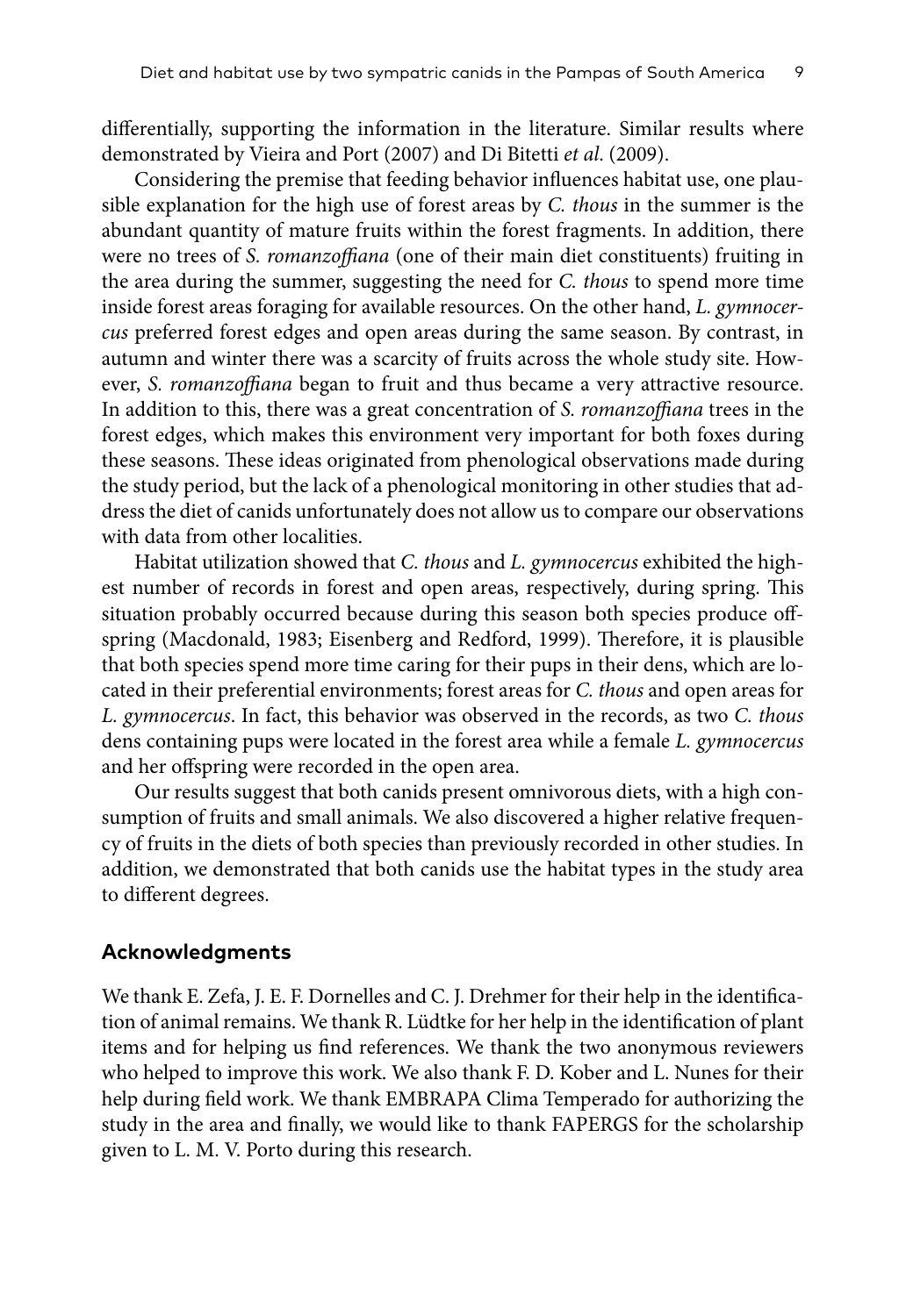differentially, supporting the information in the literature. Similar results where demonstrated by Vieira and Port (2007) and Di Bitetti *et al.* (2009).

Considering the premise that feeding behavior influences habitat use, one plausible explanation for the high use of forest areas by *C. thous* in the summer is the abundant quantity of mature fruits within the forest fragments. In addition, there were no trees of *S. romanzoffiana* (one of their main diet constituents) fruiting in the area during the summer, suggesting the need for *C. thous* to spend more time inside forest areas foraging for available resources. On the other hand, *L. gymnocercus* preferred forest edges and open areas during the same season. By contrast, in autumn and winter there was a scarcity of fruits across the whole study site. However, *S. romanzoffiana* began to fruit and thus became a very attractive resource. In addition to this, there was a great concentration of *S. romanzoffiana* trees in the forest edges, which makes this environment very important for both foxes during these seasons. These ideas originated from phenological observations made during the study period, but the lack of a phenological monitoring in other studies that address the diet of canids unfortunately does not allow us to compare our observations with data from other localities.

Habitat utilization showed that *C. thous* and *L. gymnocercus* exhibited the highest number of records in forest and open areas, respectively, during spring. This situation probably occurred because during this season both species produce offspring (Macdonald, 1983; Eisenberg and Redford, 1999). Therefore, it is plausible that both species spend more time caring for their pups in their dens, which are located in their preferential environments; forest areas for *C. thous* and open areas for *L. gymnocercus*. In fact, this behavior was observed in the records, as two *C. thous* dens containing pups were located in the forest area while a female *L. gymnocercus* and her offspring were recorded in the open area.

Our results suggest that both canids present omnivorous diets, with a high consumption of fruits and small animals. We also discovered a higher relative frequency of fruits in the diets of both species than previously recorded in other studies. In addition, we demonstrated that both canids use the habitat types in the study area to different degrees.

## Acknowledgments

We thank E. Zefa, J. E. F. Dornelles and C. J. Drehmer for their help in the identification of animal remains. We thank R. Lüdtke for her help in the identification of plant items and for helping us find references. We thank the two anonymous reviewers who helped to improve this work. We also thank F. D. Kober and L. Nunes for their help during field work. We thank EMBRAPA Clima Temperado for authorizing the study in the area and finally, we would like to thank FAPERGS for the scholarship given to L. M. V. Porto during this research.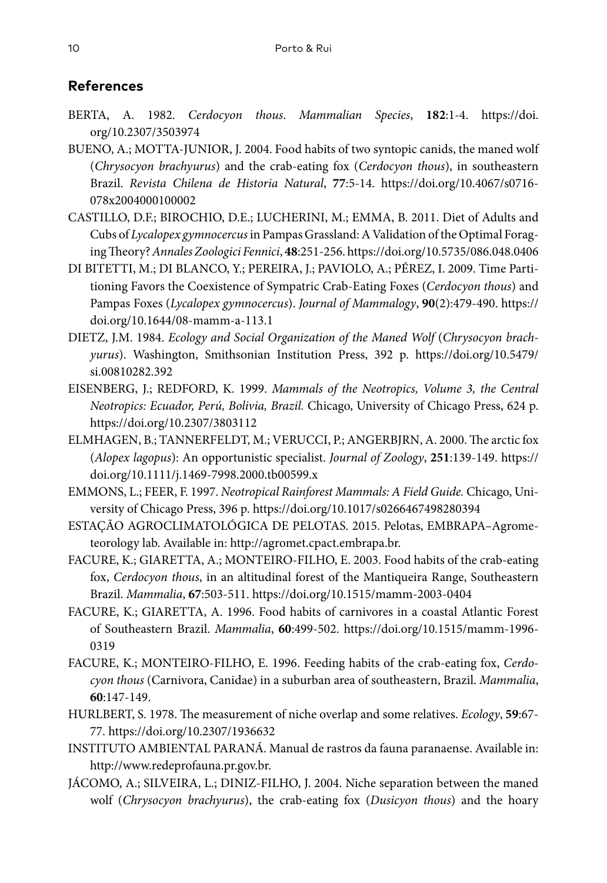## References

BERTA, A. 1982. *Cerdocyon thous*. *Mammalian Species*, **182**:1-4. https://doi.org/10.2307/3503974

BUENO, A.; MOTTA-JUNIOR, J. 2004. Food habits of two syntopic canids, the maned wolf (*Chrysocyon brachyurus*) and the crab-eating fox (*Cerdocyon thous*), in southeastern Brazil. *Revista Chilena de Historia Natural*, **77**:5-14. https://doi.org/10.4067/s0716-078x2004000100002

CASTILLO, D.F.; BIROCHIO, D.E.; LUCHERINI, M.; EMMA, B. 2011. Diet of Adults and Cubs of *Lycalopex gymnocercus* in Pampas Grassland: A Validation of the Optimal Foraging Theory? *Annales Zoologici Fennici*, **48**:251-256. https://doi.org/10.5735/086.048.0406

DI BITETTI, M.; DI BLANCO, Y.; PEREIRA, J.; PAVIOLO, A.; PÉREZ, I. 2009. Time Partitioning Favors the Coexistence of Sympatric Crab-Eating Foxes (*Cerdocyon thous*) and Pampas Foxes (*Lycalopex gymnocercus*). *Journal of Mammalogy*, **90**(2):479-490. https://doi.org/10.1644/08-mamm-a-113.1

DIETZ, J.M. 1984. *Ecology and Social Organization of the Maned Wolf* (*Chrysocyon brachyurus*). Washington, Smithsonian Institution Press, 392 p. https://doi.org/10.5479/si.00810282.392

EISENBERG, J.; REDFORD, K. 1999. *Mammals of the Neotropics, Volume 3, the Central Neotropics: Ecuador, Perú, Bolivia, Brazil.* Chicago, University of Chicago Press, 624 p. https://doi.org/10.2307/3803112

ELMHAGEN, B.; TANNERFELDT, M.; VERUCCI, P.; ANGERBJRN, A. 2000. The arctic fox (*Alopex lagopus*): An opportunistic specialist. *Journal of Zoology*, **251**:139-149. https://doi.org/10.1111/j.1469-7998.2000.tb00599.x

EMMONS, L.; FEER, F. 1997. *Neotropical Rainforest Mammals: A Field Guide.* Chicago, University of Chicago Press, 396 p. https://doi.org/10.1017/s0266467498280394

ESTAÇÃO AGROCLIMATOLÓGICA DE PELOTAS. 2015. Pelotas, EMBRAPA–Agrometeorology lab. Available in: http://agromet.cpact.embrapa.br.

FACURE, K.; GIARETTA, A.; MONTEIRO-FILHO, E. 2003. Food habits of the crab-eating fox, *Cerdocyon thous*, in an altitudinal forest of the Mantiqueira Range, Southeastern Brazil. *Mammalia*, **67**:503-511. https://doi.org/10.1515/mamm-2003-0404

FACURE, K.; GIARETTA, A. 1996. Food habits of carnivores in a coastal Atlantic Forest of Southeastern Brazil. *Mammalia*, **60**:499-502. https://doi.org/10.1515/mamm-1996-0319

FACURE, K.; MONTEIRO-FILHO, E. 1996. Feeding habits of the crab-eating fox, *Cerdocyon thous* (Carnivora, Canidae) in a suburban area of southeastern, Brazil. *Mammalia*, **60**:147-149.

HURLBERT, S. 1978. The measurement of niche overlap and some relatives. *Ecology*, **59**:67-77. https://doi.org/10.2307/1936632

INSTITUTO AMBIENTAL PARANÁ. Manual de rastros da fauna paranaense. Available in: http://www.redeprofauna.pr.gov.br.

JÁCOMO, A.; SILVEIRA, L.; DINIZ-FILHO, J. 2004. Niche separation between the maned wolf (*Chrysocyon brachyurus*), the crab-eating fox (*Dusicyon thous*) and the hoary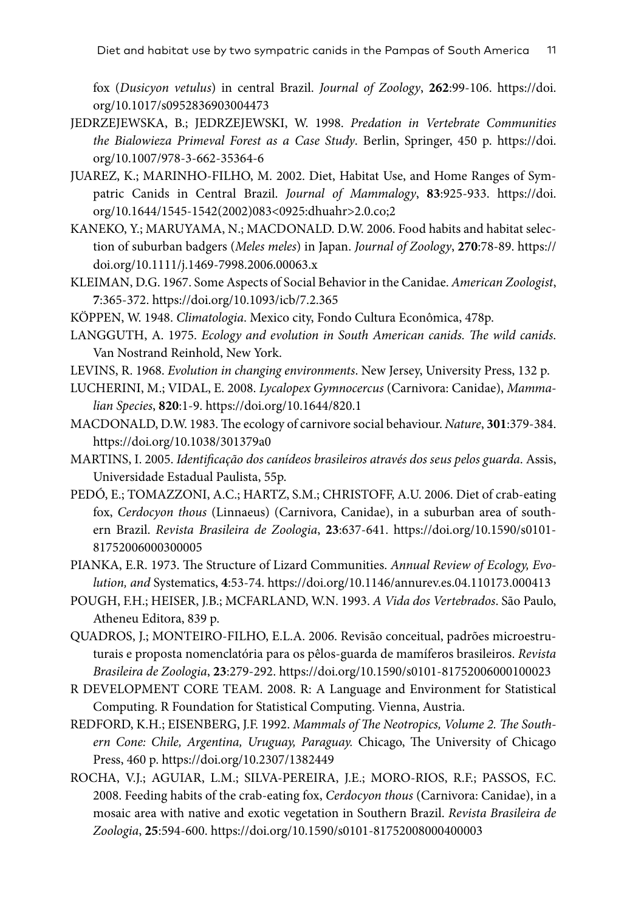fox (*Dusicyon vetulus*) in central Brazil. *Journal of Zoology*, **262**:99-106. https://doi.org/10.1017/s0952836903004473

JEDRZEJEWSKA, B.; JEDRZEJEWSKI, W. 1998. *Predation in Vertebrate Communities the Bialowieza Primeval Forest as a Case Study*. Berlin, Springer, 450 p. https://doi.org/10.1007/978-3-662-35364-6

JUAREZ, K.; MARINHO-FILHO, M. 2002. Diet, Habitat Use, and Home Ranges of Sympatric Canids in Central Brazil. *Journal of Mammalogy*, **83**:925-933. https://doi.org/10.1644/1545-1542(2002)083<0925:dhuahr>2.0.co;2

KANEKO, Y.; MARUYAMA, N.; MACDONALD. D.W. 2006. Food habits and habitat selection of suburban badgers (*Meles meles*) in Japan. *Journal of Zoology*, **270**:78-89. https://doi.org/10.1111/j.1469-7998.2006.00063.x

KLEIMAN, D.G. 1967. Some Aspects of Social Behavior in the Canidae. *American Zoologist*, **7**:365-372. https://doi.org/10.1093/icb/7.2.365

KÖPPEN, W. 1948. *Climatologia*. Mexico city, Fondo Cultura Econômica, 478p.

LANGGUTH, A. 1975. *Ecology and evolution in South American canids. The wild canids*. Van Nostrand Reinhold, New York.

LEVINS, R. 1968. *Evolution in changing environments*. New Jersey, University Press, 132 p.

LUCHERINI, M.; VIDAL, E. 2008. *Lycalopex Gymnocercus* (Carnivora: Canidae), *Mammalian Species*, **820**:1-9. https://doi.org/10.1644/820.1

MACDONALD, D.W. 1983. The ecology of carnivore social behaviour. *Nature*, **301**:379-384. https://doi.org/10.1038/301379a0

MARTINS, I. 2005. *Identificação dos canídeos brasileiros através dos seus pelos guarda*. Assis, Universidade Estadual Paulista, 55p.

PEDÓ, E.; TOMAZZONI, A.C.; HARTZ, S.M.; CHRISTOFF, A.U. 2006. Diet of crab-eating fox, *Cerdocyon thous* (Linnaeus) (Carnivora, Canidae), in a suburban area of southern Brazil. *Revista Brasileira de Zoologia*, **23**:637-641. https://doi.org/10.1590/s0101-81752006000300005

PIANKA, E.R. 1973. The Structure of Lizard Communities. *Annual Review of Ecology, Evolution, and* Systematics, **4**:53-74. https://doi.org/10.1146/annurev.es.04.110173.000413

POUGH, F.H.; HEISER, J.B.; MCFARLAND, W.N. 1993. *A Vida dos Vertebrados*. São Paulo, Atheneu Editora, 839 p.

QUADROS, J.; MONTEIRO-FILHO, E.L.A. 2006. Revisão conceitual, padrões microestruturais e proposta nomenclatória para os pêlos-guarda de mamíferos brasileiros. *Revista Brasileira de Zoologia*, **23**:279-292. https://doi.org/10.1590/s0101-81752006000100023

R DEVELOPMENT CORE TEAM. 2008. R: A Language and Environment for Statistical Computing. R Foundation for Statistical Computing. Vienna, Austria.

REDFORD, K.H.; EISENBERG, J.F. 1992. *Mammals of The Neotropics, Volume 2. The Southern Cone: Chile, Argentina, Uruguay, Paraguay.* Chicago, The University of Chicago Press, 460 p. https://doi.org/10.2307/1382449

ROCHA, V.J.; AGUIAR, L.M.; SILVA-PEREIRA, J.E.; MORO-RIOS, R.F.; PASSOS, F.C. 2008. Feeding habits of the crab-eating fox, *Cerdocyon thous* (Carnivora: Canidae), in a mosaic area with native and exotic vegetation in Southern Brazil. *Revista Brasileira de Zoologia*, **25**:594-600. https://doi.org/10.1590/s0101-81752008000400003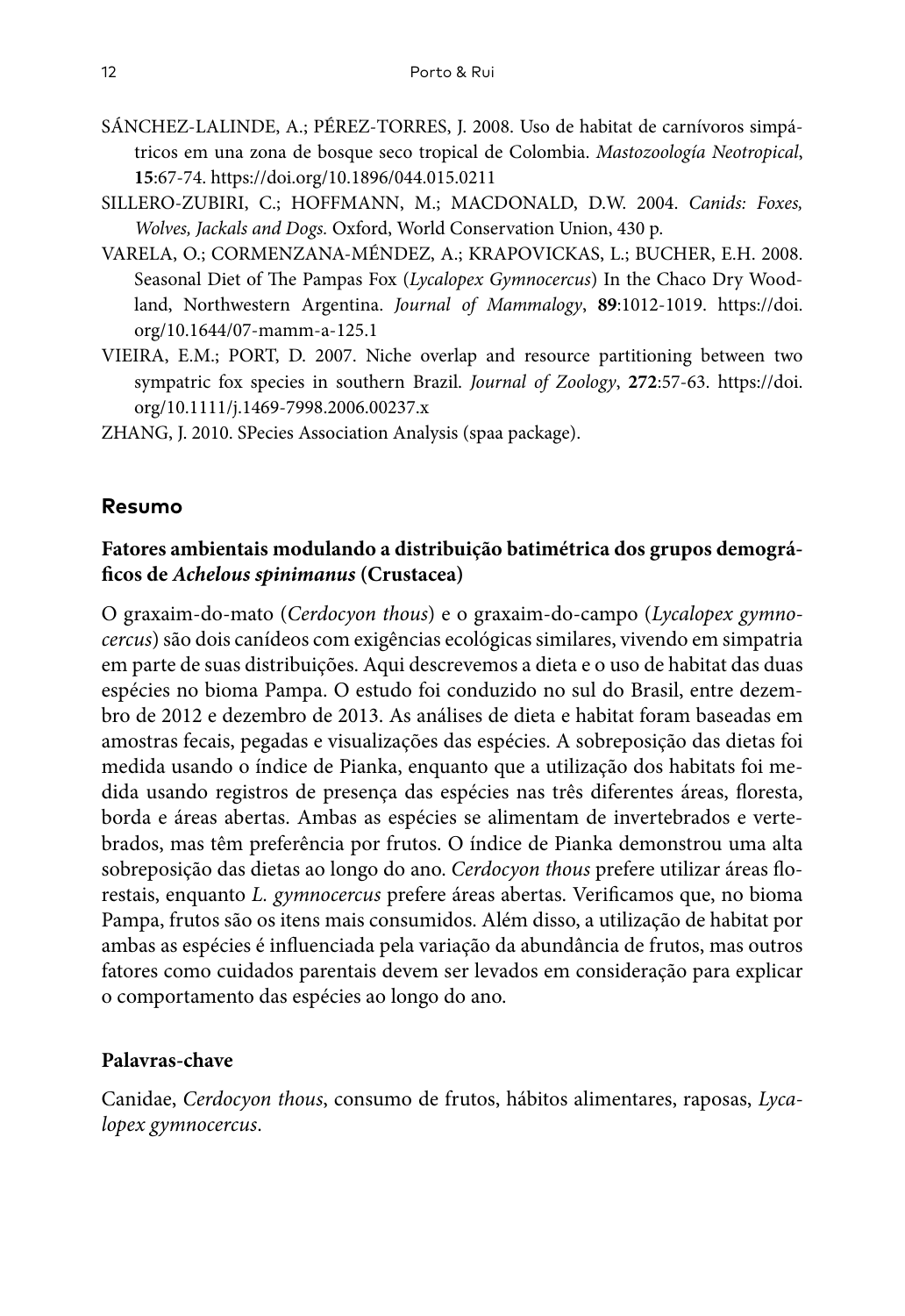SÁNCHEZ-LALINDE, A.; PÉREZ-TORRES, J. 2008. Uso de habitat de carnívoros simpátricos em una zona de bosque seco tropical de Colombia. *Mastozoología Neotropical*, **15**:67-74. https://doi.org/10.1896/044.015.0211

SILLERO-ZUBIRI, C.; HOFFMANN, M.; MACDONALD, D.W. 2004. *Canids: Foxes, Wolves, Jackals and Dogs.* Oxford, World Conservation Union, 430 p.

VARELA, O.; CORMENZANA-MÉNDEZ, A.; KRAPOVICKAS, L.; BUCHER, E.H. 2008. Seasonal Diet of The Pampas Fox (*Lycalopex Gymnocercus*) In the Chaco Dry Woodland, Northwestern Argentina. *Journal of Mammalogy*, **89**:1012-1019. https://doi.org/10.1644/07-mamm-a-125.1

VIEIRA, E.M.; PORT, D. 2007. Niche overlap and resource partitioning between two sympatric fox species in southern Brazil. *Journal of Zoology*, **272**:57-63. https://doi.org/10.1111/j.1469-7998.2006.00237.x

ZHANG, J. 2010. SPecies Association Analysis (spaa package).

## Resumo

### Fatores ambientais modulando a distribuição batimétrica dos grupos demográficos de *Achelous spinimanus* (Crustacea)

O graxaim-do-mato (*Cerdocyon thous*) e o graxaim-do-campo (*Lycalopex gymnocercus*) são dois canídeos com exigências ecológicas similares, vivendo em simpatria em parte de suas distribuições. Aqui descrevemos a dieta e o uso de habitat das duas espécies no bioma Pampa. O estudo foi conduzido no sul do Brasil, entre dezembro de 2012 e dezembro de 2013. As análises de dieta e habitat foram baseadas em amostras fecais, pegadas e visualizações das espécies. A sobreposição das dietas foi medida usando o índice de Pianka, enquanto que a utilização dos habitats foi medida usando registros de presença das espécies nas três diferentes áreas, floresta, borda e áreas abertas. Ambas as espécies se alimentam de invertebrados e vertebrados, mas têm preferência por frutos. O índice de Pianka demonstrou uma alta sobreposição das dietas ao longo do ano. *Cerdocyon thous* prefere utilizar áreas florestais, enquanto *L. gymnocercus* prefere áreas abertas. Verificamos que, no bioma Pampa, frutos são os itens mais consumidos. Além disso, a utilização de habitat por ambas as espécies é influenciada pela variação da abundância de frutos, mas outros fatores como cuidados parentais devem ser levados em consideração para explicar o comportamento das espécies ao longo do ano.

### Palavras-chave

Canidae, *Cerdocyon thous*, consumo de frutos, hábitos alimentares, raposas, *Lycalopex gymnocercus*.